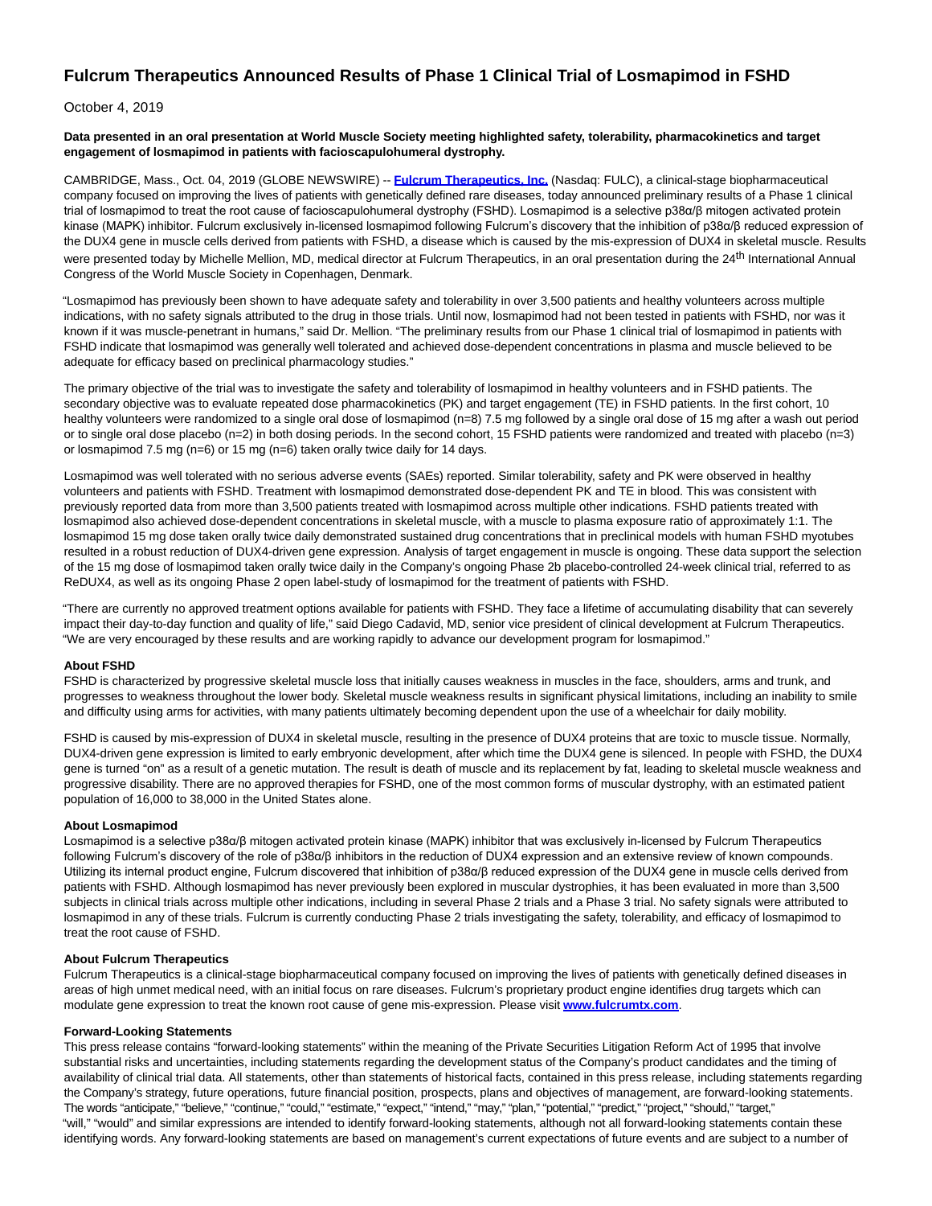# Fulcrum Therapeutics Announced Results of Phase 1 Clinical Trial of Losmapimod in FSHD

October 4, 2019

**Data presented in an oral presentation at World Muscle Society meeting highlighted safety, tolerability, pharmacokinetics and target engagement of losmapimod in patients with facioscapulohumeral dystrophy.**

CAMBRIDGE, Mass., Oct. 04, 2019 (GLOBE NEWSWIRE) -- **Fulcrum Therapeutics, Inc.** (Nasdaq: FULC), a clinical-stage biopharmaceutical company focused on improving the lives of patients with genetically defined rare diseases, today announced preliminary results of a Phase 1 clinical trial of losmapimod to treat the root cause of facioscapulohumeral dystrophy (FSHD). Losmapimod is a selective p38α/β mitogen activated protein kinase (MAPK) inhibitor. Fulcrum exclusively in-licensed losmapimod following Fulcrum's discovery that the inhibition of p38α/β reduced expression of the DUX4 gene in muscle cells derived from patients with FSHD, a disease which is caused by the mis-expression of DUX4 in skeletal muscle. Results were presented today by Michelle Mellion, MD, medical director at Fulcrum Therapeutics, in an oral presentation during the 24th International Annual Congress of the World Muscle Society in Copenhagen, Denmark.

"Losmapimod has previously been shown to have adequate safety and tolerability in over 3,500 patients and healthy volunteers across multiple indications, with no safety signals attributed to the drug in those trials. Until now, losmapimod had not been tested in patients with FSHD, nor was it known if it was muscle-penetrant in humans," said Dr. Mellion. "The preliminary results from our Phase 1 clinical trial of losmapimod in patients with FSHD indicate that losmapimod was generally well tolerated and achieved dose-dependent concentrations in plasma and muscle believed to be adequate for efficacy based on preclinical pharmacology studies."

The primary objective of the trial was to investigate the safety and tolerability of losmapimod in healthy volunteers and in FSHD patients. The secondary objective was to evaluate repeated dose pharmacokinetics (PK) and target engagement (TE) in FSHD patients. In the first cohort, 10 healthy volunteers were randomized to a single oral dose of losmapimod (n=8) 7.5 mg followed by a single oral dose of 15 mg after a wash out period or to single oral dose placebo (n=2) in both dosing periods. In the second cohort, 15 FSHD patients were randomized and treated with placebo (n=3) or losmapimod 7.5 mg (n=6) or 15 mg (n=6) taken orally twice daily for 14 days.

Losmapimod was well tolerated with no serious adverse events (SAEs) reported. Similar tolerability, safety and PK were observed in healthy volunteers and patients with FSHD. Treatment with losmapimod demonstrated dose-dependent PK and TE in blood. This was consistent with previously reported data from more than 3,500 patients treated with losmapimod across multiple other indications. FSHD patients treated with losmapimod also achieved dose-dependent concentrations in skeletal muscle, with a muscle to plasma exposure ratio of approximately 1:1. The losmapimod 15 mg dose taken orally twice daily demonstrated sustained drug concentrations that in preclinical models with human FSHD myotubes resulted in a robust reduction of DUX4-driven gene expression. Analysis of target engagement in muscle is ongoing. These data support the selection of the 15 mg dose of losmapimod taken orally twice daily in the Company's ongoing Phase 2b placebo-controlled 24-week clinical trial, referred to as ReDUX4, as well as its ongoing Phase 2 open label-study of losmapimod for the treatment of patients with FSHD.

"There are currently no approved treatment options available for patients with FSHD. They face a lifetime of accumulating disability that can severely impact their day-to-day function and quality of life," said Diego Cadavid, MD, senior vice president of clinical development at Fulcrum Therapeutics. "We are very encouraged by these results and are working rapidly to advance our development program for losmapimod."

**About FSHD**
FSHD is characterized by progressive skeletal muscle loss that initially causes weakness in muscles in the face, shoulders, arms and trunk, and progresses to weakness throughout the lower body. Skeletal muscle weakness results in significant physical limitations, including an inability to smile and difficulty using arms for activities, with many patients ultimately becoming dependent upon the use of a wheelchair for daily mobility.

FSHD is caused by mis-expression of DUX4 in skeletal muscle, resulting in the presence of DUX4 proteins that are toxic to muscle tissue. Normally, DUX4-driven gene expression is limited to early embryonic development, after which time the DUX4 gene is silenced. In people with FSHD, the DUX4 gene is turned "on" as a result of a genetic mutation. The result is death of muscle and its replacement by fat, leading to skeletal muscle weakness and progressive disability. There are no approved therapies for FSHD, one of the most common forms of muscular dystrophy, with an estimated patient population of 16,000 to 38,000 in the United States alone.

**About Losmapimod**
Losmapimod is a selective p38α/β mitogen activated protein kinase (MAPK) inhibitor that was exclusively in-licensed by Fulcrum Therapeutics following Fulcrum's discovery of the role of p38α/β inhibitors in the reduction of DUX4 expression and an extensive review of known compounds. Utilizing its internal product engine, Fulcrum discovered that inhibition of p38α/β reduced expression of the DUX4 gene in muscle cells derived from patients with FSHD. Although losmapimod has never previously been explored in muscular dystrophies, it has been evaluated in more than 3,500 subjects in clinical trials across multiple other indications, including in several Phase 2 trials and a Phase 3 trial. No safety signals were attributed to losmapimod in any of these trials. Fulcrum is currently conducting Phase 2 trials investigating the safety, tolerability, and efficacy of losmapimod to treat the root cause of FSHD.

**About Fulcrum Therapeutics**
Fulcrum Therapeutics is a clinical-stage biopharmaceutical company focused on improving the lives of patients with genetically defined diseases in areas of high unmet medical need, with an initial focus on rare diseases. Fulcrum's proprietary product engine identifies drug targets which can modulate gene expression to treat the known root cause of gene mis-expression. Please visit **www.fulcrumtx.com**.

**Forward-Looking Statements**
This press release contains "forward-looking statements" within the meaning of the Private Securities Litigation Reform Act of 1995 that involve substantial risks and uncertainties, including statements regarding the development status of the Company's product candidates and the timing of availability of clinical trial data. All statements, other than statements of historical facts, contained in this press release, including statements regarding the Company's strategy, future operations, future financial position, prospects, plans and objectives of management, are forward-looking statements. The words "anticipate," "believe," "continue," "could," "estimate," "expect," "intend," "may," "plan," "potential," "predict," "project," "should," "target," "will," "would" and similar expressions are intended to identify forward-looking statements, although not all forward-looking statements contain these identifying words. Any forward-looking statements are based on management's current expectations of future events and are subject to a number of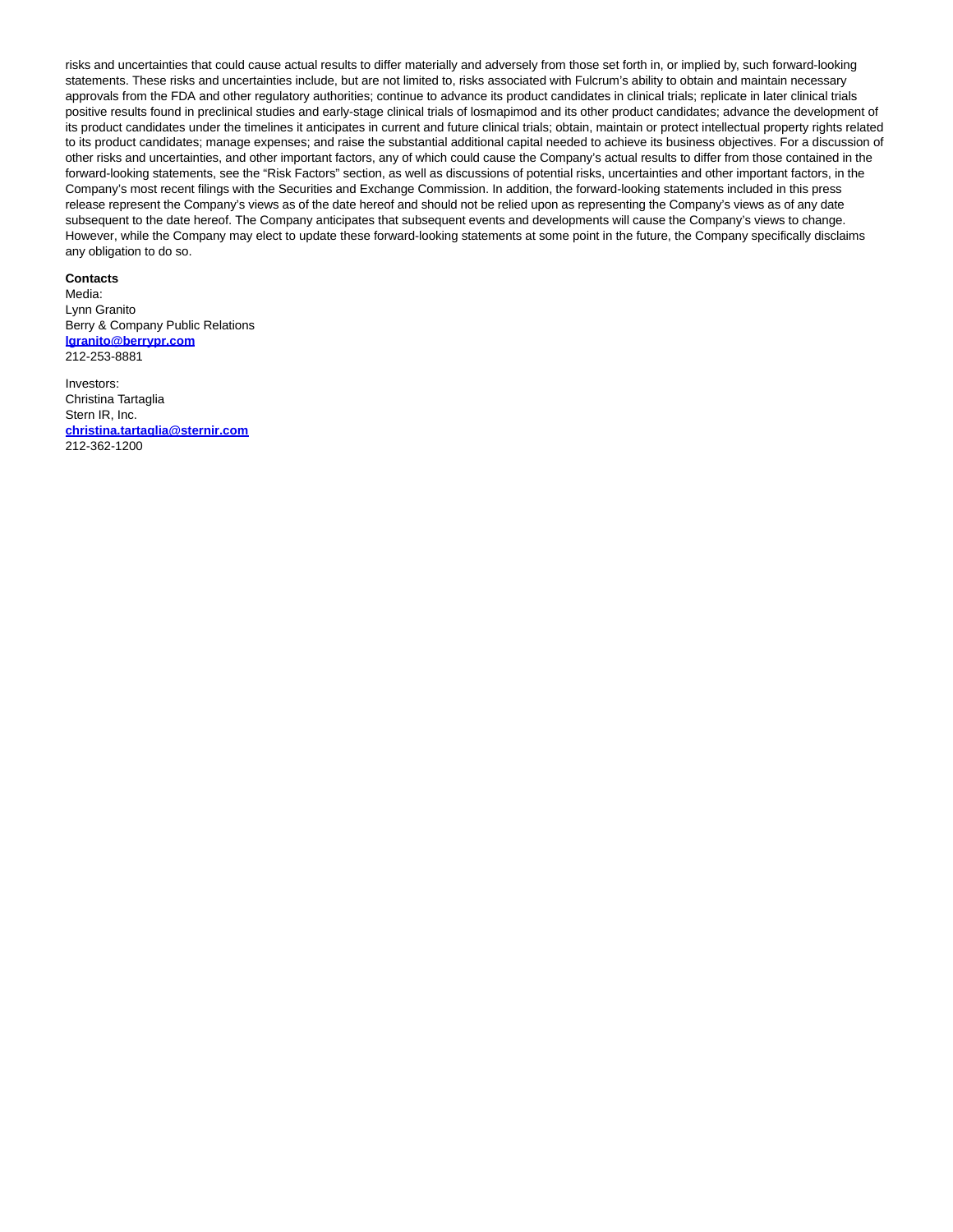risks and uncertainties that could cause actual results to differ materially and adversely from those set forth in, or implied by, such forward-looking statements. These risks and uncertainties include, but are not limited to, risks associated with Fulcrum's ability to obtain and maintain necessary approvals from the FDA and other regulatory authorities; continue to advance its product candidates in clinical trials; replicate in later clinical trials positive results found in preclinical studies and early-stage clinical trials of losmapimod and its other product candidates; advance the development of its product candidates under the timelines it anticipates in current and future clinical trials; obtain, maintain or protect intellectual property rights related to its product candidates; manage expenses; and raise the substantial additional capital needed to achieve its business objectives. For a discussion of other risks and uncertainties, and other important factors, any of which could cause the Company's actual results to differ from those contained in the forward-looking statements, see the "Risk Factors" section, as well as discussions of potential risks, uncertainties and other important factors, in the Company's most recent filings with the Securities and Exchange Commission. In addition, the forward-looking statements included in this press release represent the Company's views as of the date hereof and should not be relied upon as representing the Company's views as of any date subsequent to the date hereof. The Company anticipates that subsequent events and developments will cause the Company's views to change. However, while the Company may elect to update these forward-looking statements at some point in the future, the Company specifically disclaims any obligation to do so.

**Contacts**
Media:
Lynn Granito
Berry & Company Public Relations
**lgranito@berrypr.com**
212-253-8881

Investors:
Christina Tartaglia
Stern IR, Inc.
**christina.tartaglia@sternir.com**
212-362-1200